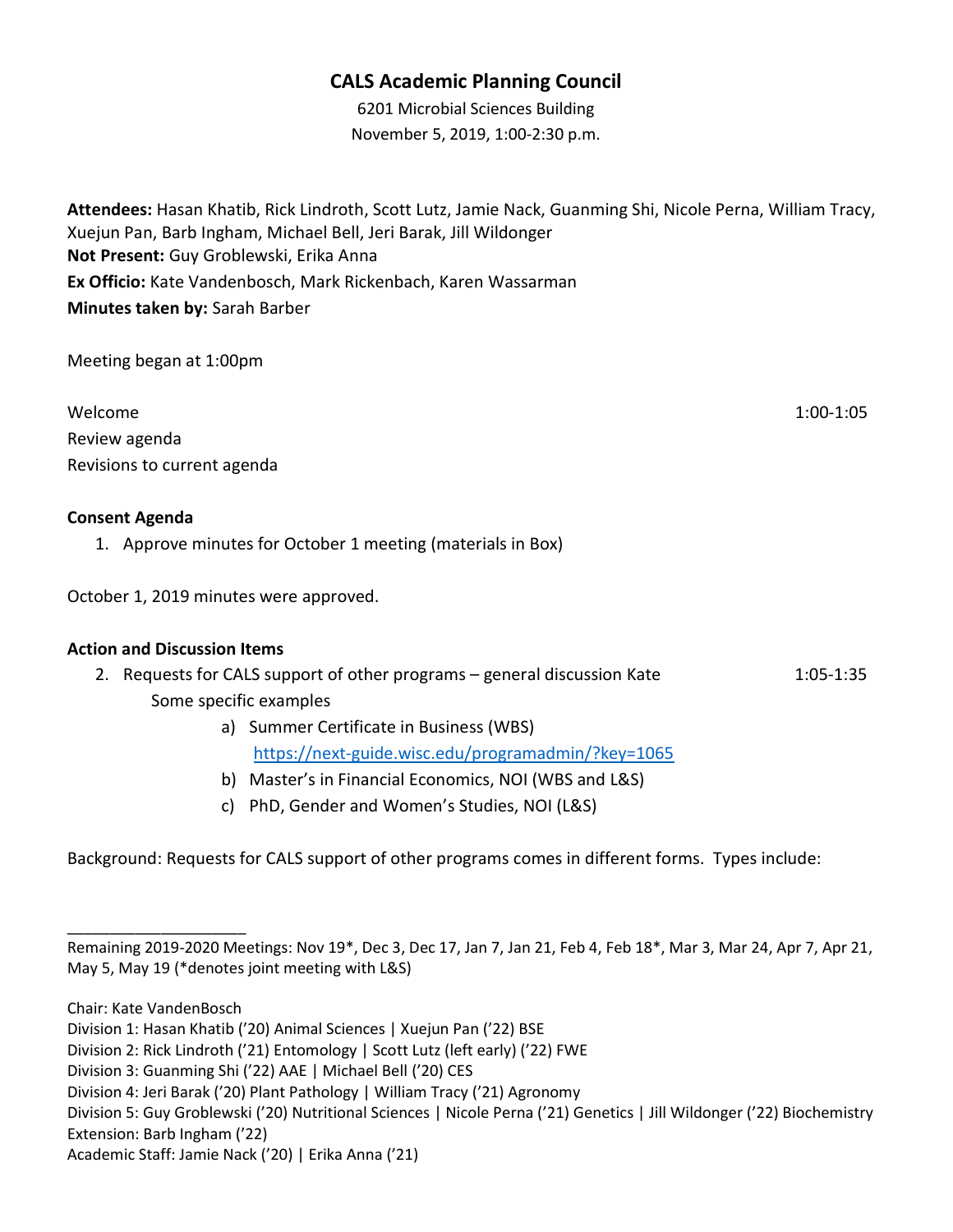# CALS Academic Planning Council

6201 Microbial Sciences Building
November 5, 2019, 1:00-2:30 p.m.

**Attendees:** Hasan Khatib, Rick Lindroth, Scott Lutz, Jamie Nack, Guanming Shi, Nicole Perna, William Tracy, Xuejun Pan, Barb Ingham, Michael Bell, Jeri Barak, Jill Wildonger
**Not Present:** Guy Groblewski, Erika Anna
**Ex Officio:** Kate Vandenbosch, Mark Rickenbach, Karen Wassarman
**Minutes taken by:** Sarah Barber

Meeting began at 1:00pm

Welcome 1:00-1:05
Review agenda
Revisions to current agenda

**Consent Agenda**

1. Approve minutes for October 1 meeting (materials in Box)

October 1, 2019 minutes were approved.

**Action and Discussion Items**

2. Requests for CALS support of other programs – general discussion Kate 1:05-1:35
   Some specific examples
   a) Summer Certificate in Business (WBS)
      https://next-guide.wisc.edu/programadmin/?key=1065
   b) Master's in Financial Economics, NOI (WBS and L&S)
   c) PhD, Gender and Women's Studies, NOI (L&S)

Background: Requests for CALS support of other programs comes in different forms. Types include:

---

Remaining 2019-2020 Meetings: Nov 19*, Dec 3, Dec 17, Jan 7, Jan 21, Feb 4, Feb 18*, Mar 3, Mar 24, Apr 7, Apr 21, May 5, May 19 (*denotes joint meeting with L&S)

Chair: Kate VandenBosch
Division 1: Hasan Khatib ('20) Animal Sciences | Xuejun Pan ('22) BSE
Division 2: Rick Lindroth ('21) Entomology | Scott Lutz (left early) ('22) FWE
Division 3: Guanming Shi ('22) AAE | Michael Bell ('20) CES
Division 4: Jeri Barak ('20) Plant Pathology | William Tracy ('21) Agronomy
Division 5: Guy Groblewski ('20) Nutritional Sciences | Nicole Perna ('21) Genetics | Jill Wildonger ('22) Biochemistry
Extension: Barb Ingham ('22)
Academic Staff: Jamie Nack ('20) | Erika Anna ('21)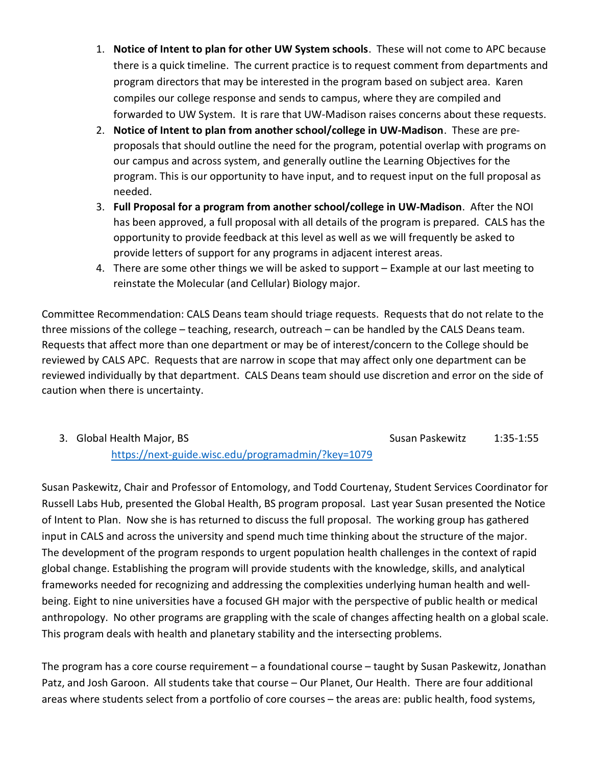1. **Notice of Intent to plan for other UW System schools**. These will not come to APC because there is a quick timeline. The current practice is to request comment from departments and program directors that may be interested in the program based on subject area. Karen compiles our college response and sends to campus, where they are compiled and forwarded to UW System. It is rare that UW-Madison raises concerns about these requests.
2. **Notice of Intent to plan from another school/college in UW-Madison**. These are pre-proposals that should outline the need for the program, potential overlap with programs on our campus and across system, and generally outline the Learning Objectives for the program. This is our opportunity to have input, and to request input on the full proposal as needed.
3. **Full Proposal for a program from another school/college in UW-Madison**. After the NOI has been approved, a full proposal with all details of the program is prepared. CALS has the opportunity to provide feedback at this level as well as we will frequently be asked to provide letters of support for any programs in adjacent interest areas.
4. There are some other things we will be asked to support – Example at our last meeting to reinstate the Molecular (and Cellular) Biology major.

Committee Recommendation: CALS Deans team should triage requests. Requests that do not relate to the three missions of the college – teaching, research, outreach – can be handled by the CALS Deans team. Requests that affect more than one department or may be of interest/concern to the College should be reviewed by CALS APC. Requests that are narrow in scope that may affect only one department can be reviewed individually by that department. CALS Deans team should use discretion and error on the side of caution when there is uncertainty.

3. Global Health Major, BS — Susan Paskewitz — 1:35-1:55
   https://next-guide.wisc.edu/programadmin/?key=1079

Susan Paskewitz, Chair and Professor of Entomology, and Todd Courtenay, Student Services Coordinator for Russell Labs Hub, presented the Global Health, BS program proposal. Last year Susan presented the Notice of Intent to Plan. Now she is has returned to discuss the full proposal. The working group has gathered input in CALS and across the university and spend much time thinking about the structure of the major. The development of the program responds to urgent population health challenges in the context of rapid global change. Establishing the program will provide students with the knowledge, skills, and analytical frameworks needed for recognizing and addressing the complexities underlying human health and well-being. Eight to nine universities have a focused GH major with the perspective of public health or medical anthropology. No other programs are grappling with the scale of changes affecting health on a global scale. This program deals with health and planetary stability and the intersecting problems.

The program has a core course requirement – a foundational course – taught by Susan Paskewitz, Jonathan Patz, and Josh Garoon. All students take that course – Our Planet, Our Health. There are four additional areas where students select from a portfolio of core courses – the areas are: public health, food systems,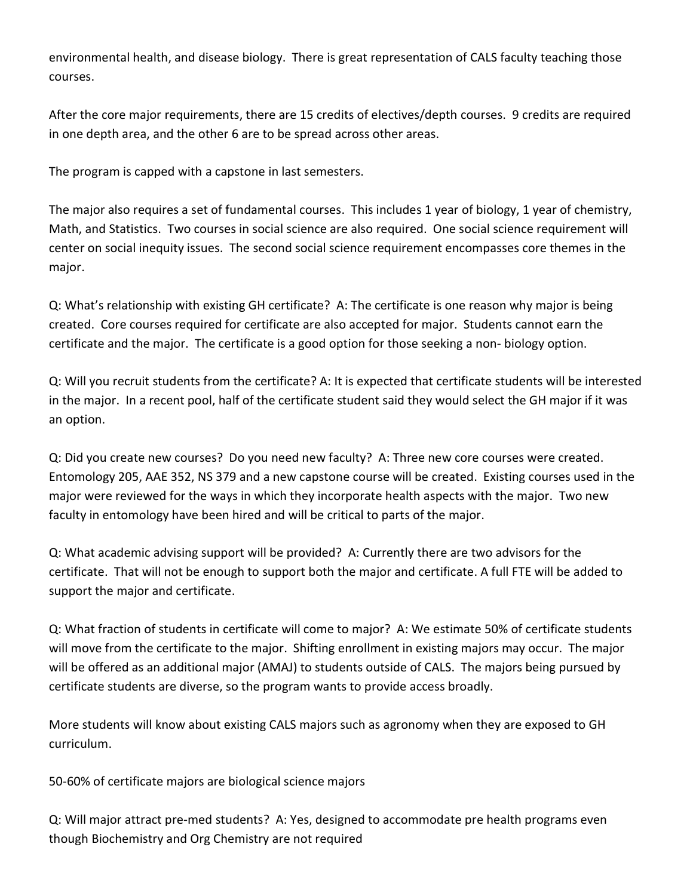environmental health, and disease biology. There is great representation of CALS faculty teaching those courses.

After the core major requirements, there are 15 credits of electives/depth courses. 9 credits are required in one depth area, and the other 6 are to be spread across other areas.

The program is capped with a capstone in last semesters.

The major also requires a set of fundamental courses. This includes 1 year of biology, 1 year of chemistry, Math, and Statistics. Two courses in social science are also required. One social science requirement will center on social inequity issues. The second social science requirement encompasses core themes in the major.

Q: What's relationship with existing GH certificate? A: The certificate is one reason why major is being created. Core courses required for certificate are also accepted for major. Students cannot earn the certificate and the major. The certificate is a good option for those seeking a non- biology option.

Q: Will you recruit students from the certificate? A: It is expected that certificate students will be interested in the major. In a recent pool, half of the certificate student said they would select the GH major if it was an option.

Q: Did you create new courses? Do you need new faculty? A: Three new core courses were created. Entomology 205, AAE 352, NS 379 and a new capstone course will be created. Existing courses used in the major were reviewed for the ways in which they incorporate health aspects with the major. Two new faculty in entomology have been hired and will be critical to parts of the major.

Q: What academic advising support will be provided? A: Currently there are two advisors for the certificate. That will not be enough to support both the major and certificate. A full FTE will be added to support the major and certificate.

Q: What fraction of students in certificate will come to major? A: We estimate 50% of certificate students will move from the certificate to the major. Shifting enrollment in existing majors may occur. The major will be offered as an additional major (AMAJ) to students outside of CALS. The majors being pursued by certificate students are diverse, so the program wants to provide access broadly.

More students will know about existing CALS majors such as agronomy when they are exposed to GH curriculum.

50-60% of certificate majors are biological science majors

Q: Will major attract pre-med students? A: Yes, designed to accommodate pre health programs even though Biochemistry and Org Chemistry are not required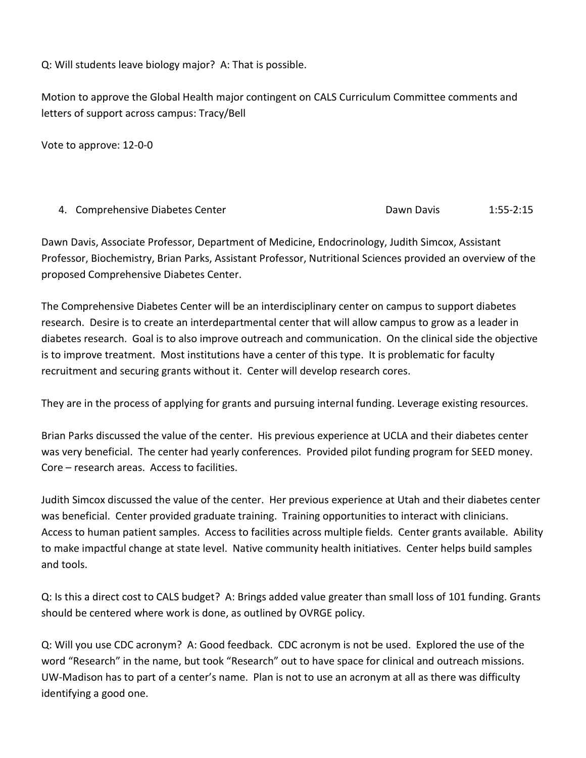Q: Will students leave biology major? A: That is possible.

Motion to approve the Global Health major contingent on CALS Curriculum Committee comments and letters of support across campus: Tracy/Bell

Vote to approve: 12-0-0

4. Comprehensive Diabetes Center Dawn Davis 1:55-2:15

Dawn Davis, Associate Professor, Department of Medicine, Endocrinology, Judith Simcox, Assistant Professor, Biochemistry, Brian Parks, Assistant Professor, Nutritional Sciences provided an overview of the proposed Comprehensive Diabetes Center.

The Comprehensive Diabetes Center will be an interdisciplinary center on campus to support diabetes research. Desire is to create an interdepartmental center that will allow campus to grow as a leader in diabetes research. Goal is to also improve outreach and communication. On the clinical side the objective is to improve treatment. Most institutions have a center of this type. It is problematic for faculty recruitment and securing grants without it. Center will develop research cores.

They are in the process of applying for grants and pursuing internal funding. Leverage existing resources.

Brian Parks discussed the value of the center. His previous experience at UCLA and their diabetes center was very beneficial. The center had yearly conferences. Provided pilot funding program for SEED money. Core – research areas. Access to facilities.

Judith Simcox discussed the value of the center. Her previous experience at Utah and their diabetes center was beneficial. Center provided graduate training. Training opportunities to interact with clinicians. Access to human patient samples. Access to facilities across multiple fields. Center grants available. Ability to make impactful change at state level. Native community health initiatives. Center helps build samples and tools.

Q: Is this a direct cost to CALS budget? A: Brings added value greater than small loss of 101 funding. Grants should be centered where work is done, as outlined by OVRGE policy.

Q: Will you use CDC acronym? A: Good feedback. CDC acronym is not be used. Explored the use of the word "Research" in the name, but took "Research" out to have space for clinical and outreach missions. UW-Madison has to part of a center's name. Plan is not to use an acronym at all as there was difficulty identifying a good one.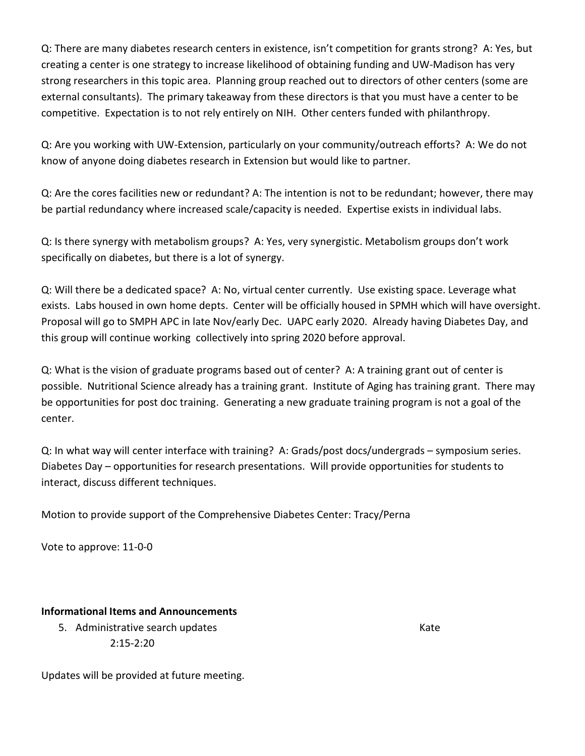Q: There are many diabetes research centers in existence, isn't competition for grants strong? A: Yes, but creating a center is one strategy to increase likelihood of obtaining funding and UW-Madison has very strong researchers in this topic area. Planning group reached out to directors of other centers (some are external consultants). The primary takeaway from these directors is that you must have a center to be competitive. Expectation is to not rely entirely on NIH. Other centers funded with philanthropy.

Q: Are you working with UW-Extension, particularly on your community/outreach efforts? A: We do not know of anyone doing diabetes research in Extension but would like to partner.

Q: Are the cores facilities new or redundant? A: The intention is not to be redundant; however, there may be partial redundancy where increased scale/capacity is needed. Expertise exists in individual labs.

Q: Is there synergy with metabolism groups? A: Yes, very synergistic. Metabolism groups don't work specifically on diabetes, but there is a lot of synergy.

Q: Will there be a dedicated space? A: No, virtual center currently. Use existing space. Leverage what exists. Labs housed in own home depts. Center will be officially housed in SPMH which will have oversight. Proposal will go to SMPH APC in late Nov/early Dec. UAPC early 2020. Already having Diabetes Day, and this group will continue working collectively into spring 2020 before approval.

Q: What is the vision of graduate programs based out of center? A: A training grant out of center is possible. Nutritional Science already has a training grant. Institute of Aging has training grant. There may be opportunities for post doc training. Generating a new graduate training program is not a goal of the center.

Q: In what way will center interface with training? A: Grads/post docs/undergrads – symposium series. Diabetes Day – opportunities for research presentations. Will provide opportunities for students to interact, discuss different techniques.

Motion to provide support of the Comprehensive Diabetes Center: Tracy/Perna

Vote to approve: 11-0-0

**Informational Items and Announcements**

5. Administrative search updates — Kate
   2:15-2:20

Updates will be provided at future meeting.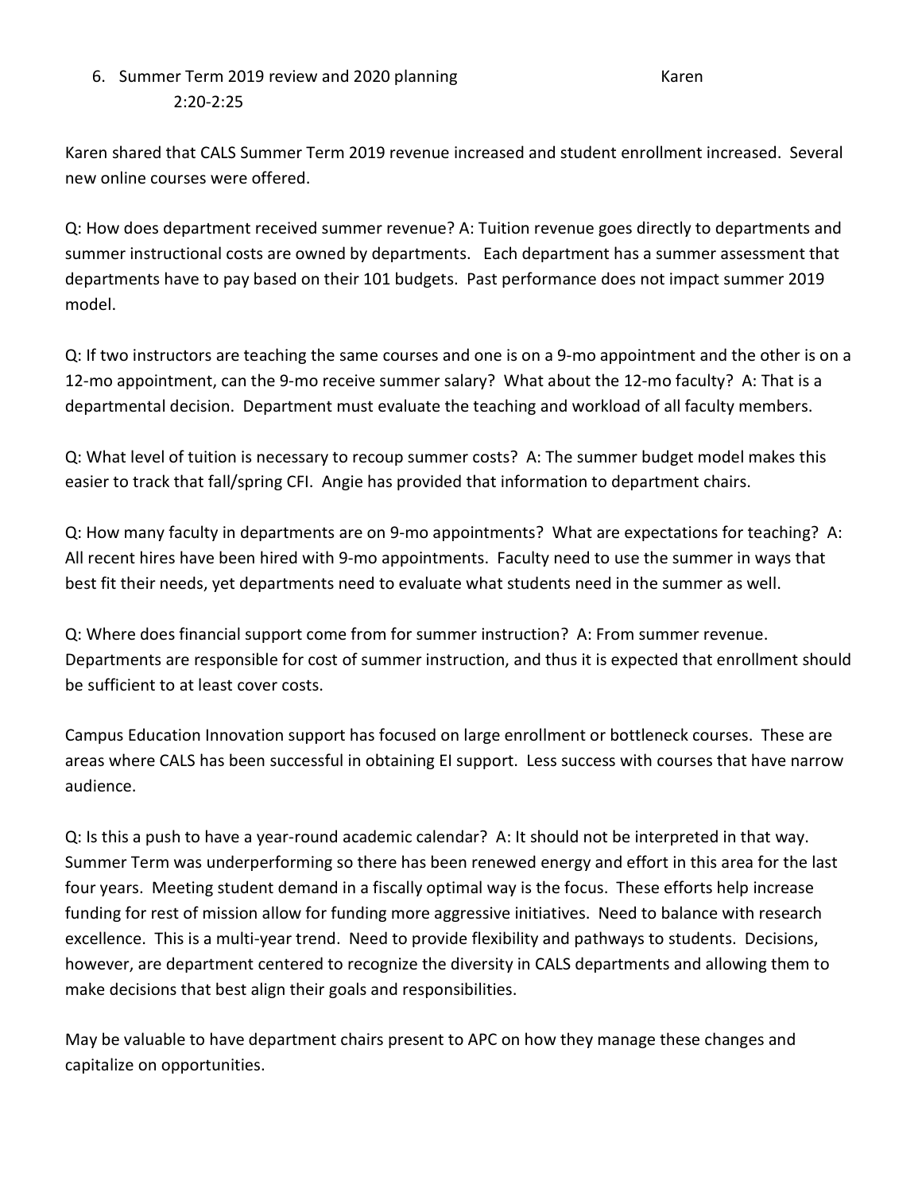6. Summer Term 2019 review and 2020 planning Karen
   2:20-2:25

Karen shared that CALS Summer Term 2019 revenue increased and student enrollment increased. Several new online courses were offered.

Q: How does department received summer revenue? A: Tuition revenue goes directly to departments and summer instructional costs are owned by departments. Each department has a summer assessment that departments have to pay based on their 101 budgets. Past performance does not impact summer 2019 model.

Q: If two instructors are teaching the same courses and one is on a 9-mo appointment and the other is on a 12-mo appointment, can the 9-mo receive summer salary? What about the 12-mo faculty? A: That is a departmental decision. Department must evaluate the teaching and workload of all faculty members.

Q: What level of tuition is necessary to recoup summer costs? A: The summer budget model makes this easier to track that fall/spring CFI. Angie has provided that information to department chairs.

Q: How many faculty in departments are on 9-mo appointments? What are expectations for teaching? A: All recent hires have been hired with 9-mo appointments. Faculty need to use the summer in ways that best fit their needs, yet departments need to evaluate what students need in the summer as well.

Q: Where does financial support come from for summer instruction? A: From summer revenue. Departments are responsible for cost of summer instruction, and thus it is expected that enrollment should be sufficient to at least cover costs.

Campus Education Innovation support has focused on large enrollment or bottleneck courses. These are areas where CALS has been successful in obtaining EI support. Less success with courses that have narrow audience.

Q: Is this a push to have a year-round academic calendar? A: It should not be interpreted in that way. Summer Term was underperforming so there has been renewed energy and effort in this area for the last four years. Meeting student demand in a fiscally optimal way is the focus. These efforts help increase funding for rest of mission allow for funding more aggressive initiatives. Need to balance with research excellence. This is a multi-year trend. Need to provide flexibility and pathways to students. Decisions, however, are department centered to recognize the diversity in CALS departments and allowing them to make decisions that best align their goals and responsibilities.

May be valuable to have department chairs present to APC on how they manage these changes and capitalize on opportunities.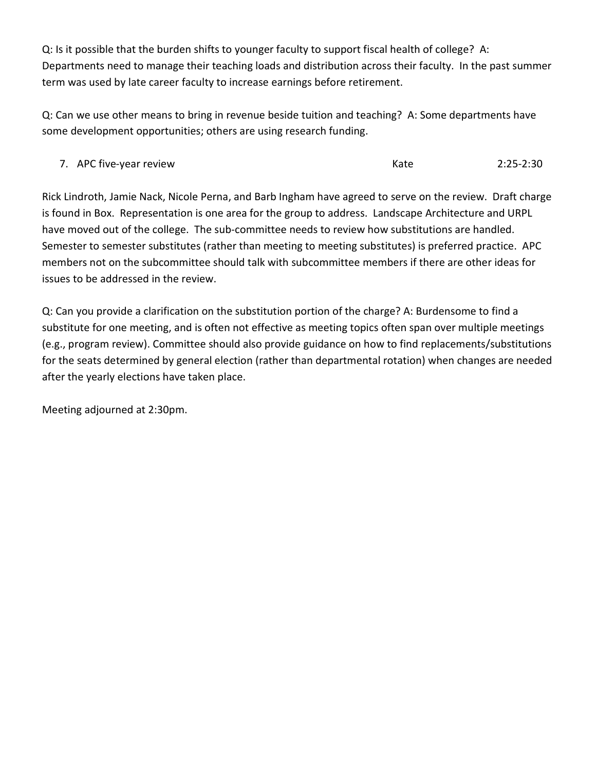Q: Is it possible that the burden shifts to younger faculty to support fiscal health of college? A: Departments need to manage their teaching loads and distribution across their faculty. In the past summer term was used by late career faculty to increase earnings before retirement.

Q: Can we use other means to bring in revenue beside tuition and teaching? A: Some departments have some development opportunities; others are using research funding.

7. APC five-year review   Kate   2:25-2:30

Rick Lindroth, Jamie Nack, Nicole Perna, and Barb Ingham have agreed to serve on the review. Draft charge is found in Box. Representation is one area for the group to address. Landscape Architecture and URPL have moved out of the college. The sub-committee needs to review how substitutions are handled. Semester to semester substitutes (rather than meeting to meeting substitutes) is preferred practice. APC members not on the subcommittee should talk with subcommittee members if there are other ideas for issues to be addressed in the review.

Q: Can you provide a clarification on the substitution portion of the charge? A: Burdensome to find a substitute for one meeting, and is often not effective as meeting topics often span over multiple meetings (e.g., program review). Committee should also provide guidance on how to find replacements/substitutions for the seats determined by general election (rather than departmental rotation) when changes are needed after the yearly elections have taken place.

Meeting adjourned at 2:30pm.